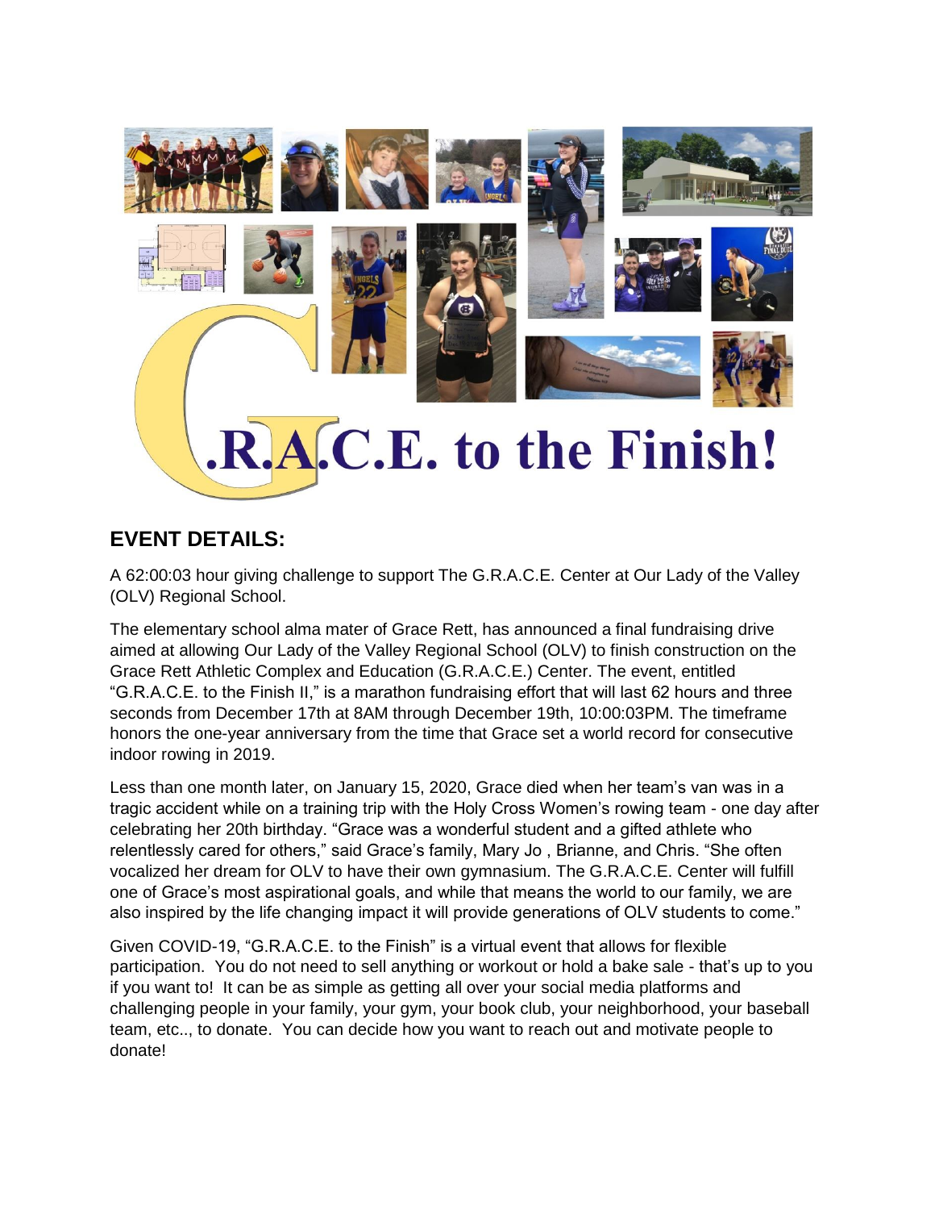# G.R.A.C.E. to the Finish!

## EVENT DETAILS:

A 62:00:03 hour giving challenge to support The G.R.A.C.E. Center at Our Lady of the Valley (OLV) Regional School.

The elementary school alma mater of Grace Rett, has announced a final fundraising drive aimed at allowing Our Lady of the Valley Regional School (OLV) to finish construction on the Grace Rett Athletic Complex and Education (G.R.A.C.E.) Center. The event, entitled "G.R.A.C.E. to the Finish II," is a marathon fundraising effort that will last 62 hours and three seconds from December 17th at 8AM through December 19th, 10:00:03PM. The timeframe honors the one-year anniversary from the time that Grace set a world record for consecutive indoor rowing in 2019.

Less than one month later, on January 15, 2020, Grace died when her team's van was in a tragic accident while on a training trip with the Holy Cross Women's rowing team - one day after celebrating her 20th birthday. "Grace was a wonderful student and a gifted athlete who relentlessly cared for others," said Grace's family, Mary Jo , Brianne, and Chris. "She often vocalized her dream for OLV to have their own gymnasium. The G.R.A.C.E. Center will fulfill one of Grace's most aspirational goals, and while that means the world to our family, we are also inspired by the life changing impact it will provide generations of OLV students to come."

Given COVID-19, "G.R.A.C.E. to the Finish" is a virtual event that allows for flexible participation. You do not need to sell anything or workout or hold a bake sale - that's up to you if you want to! It can be as simple as getting all over your social media platforms and challenging people in your family, your gym, your book club, your neighborhood, your baseball team, etc.., to donate. You can decide how you want to reach out and motivate people to donate!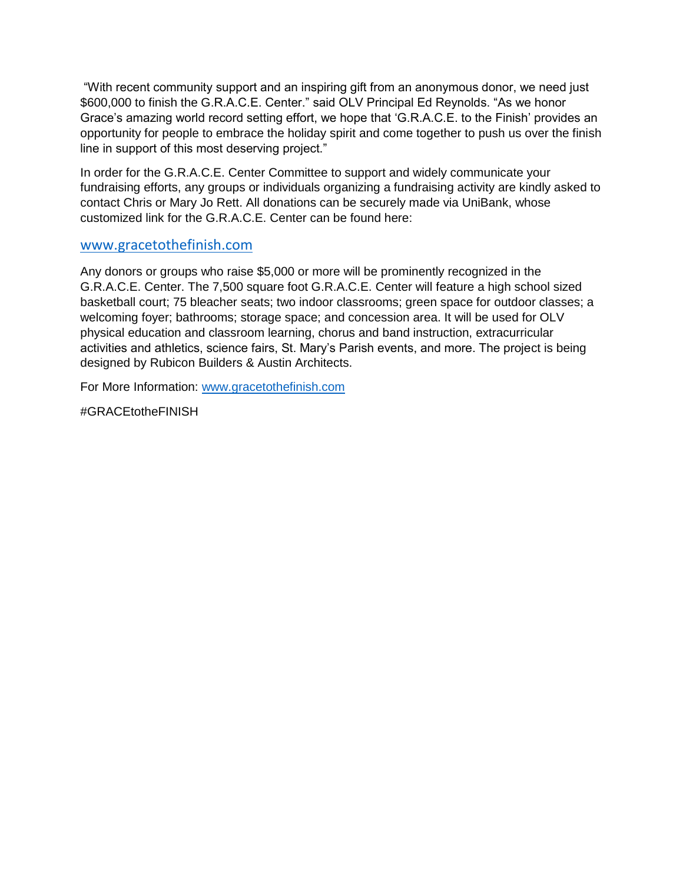"With recent community support and an inspiring gift from an anonymous donor, we need just $600,000 to finish the G.R.A.C.E. Center." said OLV Principal Ed Reynolds. "As we honor Grace's amazing world record setting effort, we hope that 'G.R.A.C.E. to the Finish' provides an opportunity for people to embrace the holiday spirit and come together to push us over the finish line in support of this most deserving project."

In order for the G.R.A.C.E. Center Committee to support and widely communicate your fundraising efforts, any groups or individuals organizing a fundraising activity are kindly asked to contact Chris or Mary Jo Rett. All donations can be securely made via UniBank, whose customized link for the G.R.A.C.E. Center can be found here:

www.gracetothefinish.com

Any donors or groups who raise $5,000 or more will be prominently recognized in the G.R.A.C.E. Center. The 7,500 square foot G.R.A.C.E. Center will feature a high school sized basketball court; 75 bleacher seats; two indoor classrooms; green space for outdoor classes; a welcoming foyer; bathrooms; storage space; and concession area. It will be used for OLV physical education and classroom learning, chorus and band instruction, extracurricular activities and athletics, science fairs, St. Mary's Parish events, and more. The project is being designed by Rubicon Builders & Austin Architects.

For More Information: www.gracetothefinish.com

#GRACEtotheFINISH